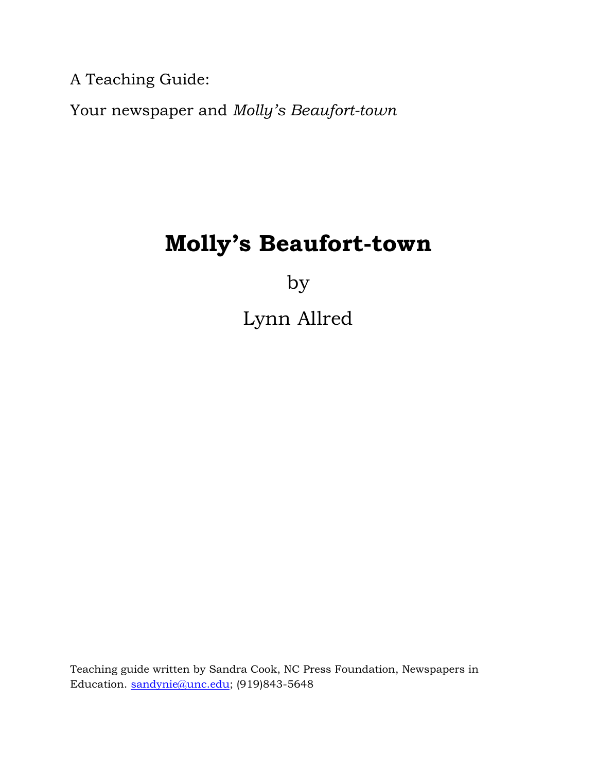A Teaching Guide:

Your newspaper and *Molly's Beaufort-town*

# Molly's Beaufort-town

by

Lynn Allred

Teaching guide written by Sandra Cook, NC Press Foundation, Newspapers in Education. sandynie@unc.edu; (919)843-5648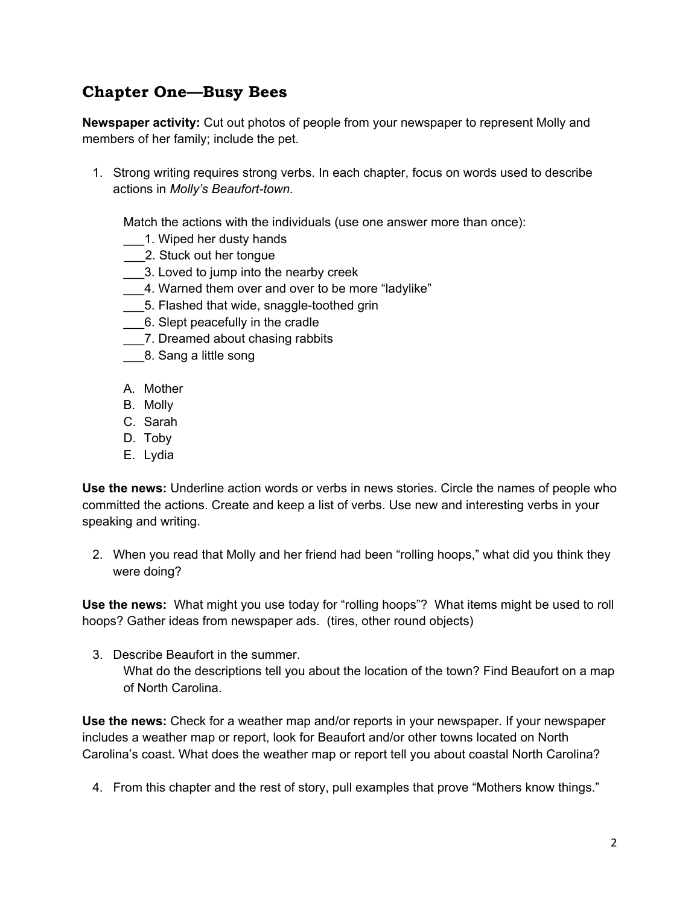## Chapter One—Busy Bees

**Newspaper activity:** Cut out photos of people from your newspaper to represent Molly and members of her family; include the pet.

1. Strong writing requires strong verbs. In each chapter, focus on words used to describe actions in *Molly's Beaufort-town.*

   Match the actions with the individuals (use one answer more than once):

   ___1. Wiped her dusty hands
   ___2. Stuck out her tongue
   ___3. Loved to jump into the nearby creek
   ___4. Warned them over and over to be more "ladylike"
   ___5. Flashed that wide, snaggle-toothed grin
   ___6. Slept peacefully in the cradle
   ___7. Dreamed about chasing rabbits
   ___8. Sang a little song

   A. Mother
   B. Molly
   C. Sarah
   D. Toby
   E. Lydia

**Use the news:** Underline action words or verbs in news stories. Circle the names of people who committed the actions. Create and keep a list of verbs. Use new and interesting verbs in your speaking and writing.

2. When you read that Molly and her friend had been "rolling hoops," what did you think they were doing?

**Use the news:** What might you use today for "rolling hoops"? What items might be used to roll hoops? Gather ideas from newspaper ads. (tires, other round objects)

3. Describe Beaufort in the summer.
   What do the descriptions tell you about the location of the town? Find Beaufort on a map of North Carolina.

**Use the news:** Check for a weather map and/or reports in your newspaper. If your newspaper includes a weather map or report, look for Beaufort and/or other towns located on North Carolina's coast. What does the weather map or report tell you about coastal North Carolina?

4. From this chapter and the rest of story, pull examples that prove "Mothers know things."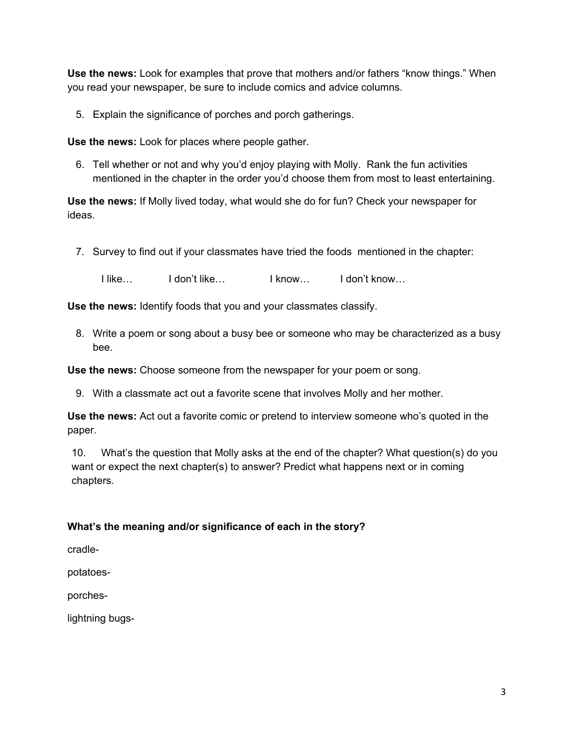**Use the news:** Look for examples that prove that mothers and/or fathers “know things.” When you read your newspaper, be sure to include comics and advice columns.

5. Explain the significance of porches and porch gatherings.

**Use the news:** Look for places where people gather.

6. Tell whether or not and why you’d enjoy playing with Molly. Rank the fun activities mentioned in the chapter in the order you’d choose them from most to least entertaining.

**Use the news:** If Molly lived today, what would she do for fun? Check your newspaper for ideas.

7. Survey to find out if your classmates have tried the foods mentioned in the chapter:

   I like…  I don’t like…  I know…  I don’t know…

**Use the news:** Identify foods that you and your classmates classify.

8. Write a poem or song about a busy bee or someone who may be characterized as a busy bee.

**Use the news:** Choose someone from the newspaper for your poem or song.

9. With a classmate act out a favorite scene that involves Molly and her mother.

**Use the news:** Act out a favorite comic or pretend to interview someone who’s quoted in the paper.

10. What’s the question that Molly asks at the end of the chapter? What question(s) do you want or expect the next chapter(s) to answer? Predict what happens next or in coming chapters.

**What’s the meaning and/or significance of each in the story?**

cradle-

potatoes-

porches-

lightning bugs-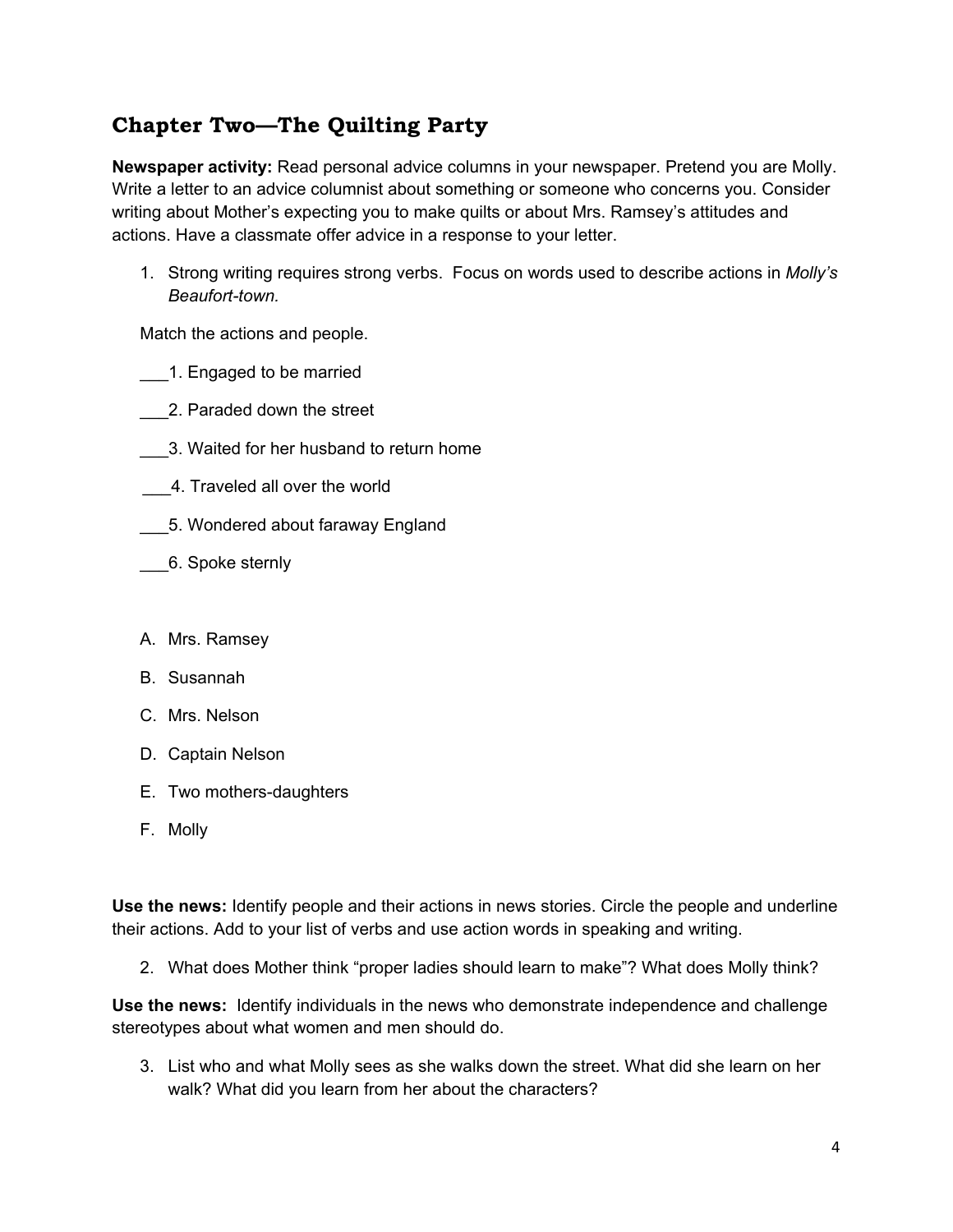## Chapter Two—The Quilting Party

**Newspaper activity:** Read personal advice columns in your newspaper. Pretend you are Molly. Write a letter to an advice columnist about something or someone who concerns you. Consider writing about Mother's expecting you to make quilts or about Mrs. Ramsey's attitudes and actions. Have a classmate offer advice in a response to your letter.

1. Strong writing requires strong verbs. Focus on words used to describe actions in *Molly's Beaufort-town.*

Match the actions and people.

___1. Engaged to be married

___2. Paraded down the street

___3. Waited for her husband to return home

___4. Traveled all over the world

___5. Wondered about faraway England

___6. Spoke sternly

A. Mrs. Ramsey
B. Susannah
C. Mrs. Nelson
D. Captain Nelson
E. Two mothers-daughters
F. Molly

**Use the news:** Identify people and their actions in news stories. Circle the people and underline their actions. Add to your list of verbs and use action words in speaking and writing.

2. What does Mother think "proper ladies should learn to make"? What does Molly think?

**Use the news:** Identify individuals in the news who demonstrate independence and challenge stereotypes about what women and men should do.

3. List who and what Molly sees as she walks down the street. What did she learn on her walk? What did you learn from her about the characters?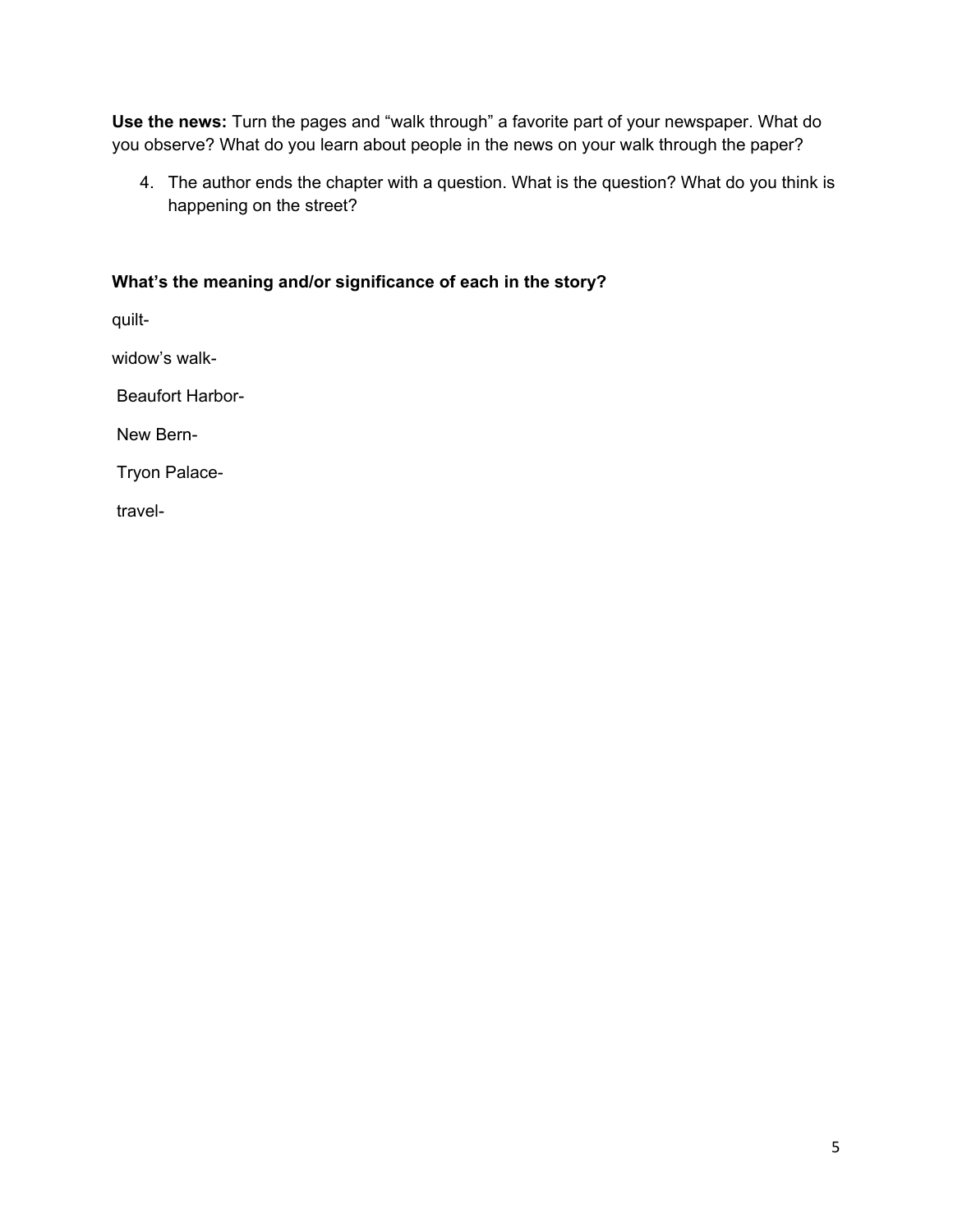**Use the news:** Turn the pages and "walk through" a favorite part of your newspaper. What do you observe? What do you learn about people in the news on your walk through the paper?

4. The author ends the chapter with a question. What is the question? What do you think is happening on the street?

**What's the meaning and/or significance of each in the story?**

quilt-

widow's walk-

Beaufort Harbor-

New Bern-

Tryon Palace-

travel-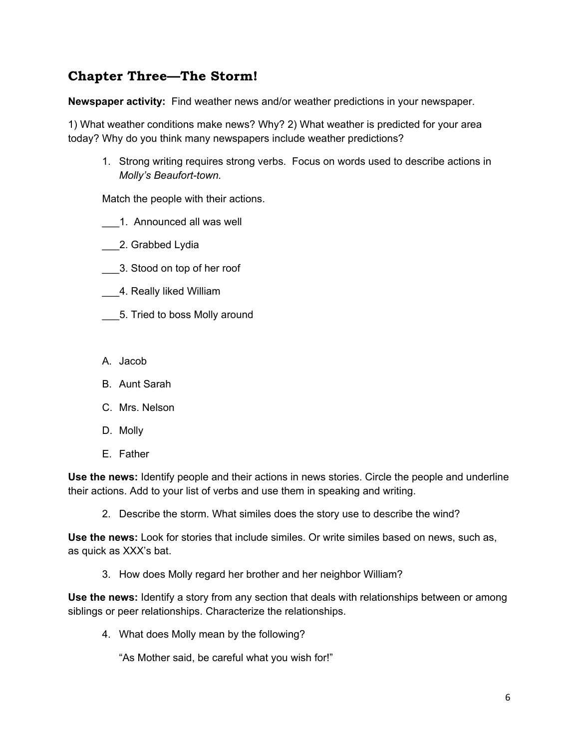## Chapter Three—The Storm!

**Newspaper activity:** Find weather news and/or weather predictions in your newspaper.

1) What weather conditions make news? Why? 2) What weather is predicted for your area today? Why do you think many newspapers include weather predictions?

1. Strong writing requires strong verbs. Focus on words used to describe actions in *Molly's Beaufort-town.*

Match the people with their actions.

___1. Announced all was well

___2. Grabbed Lydia

___3. Stood on top of her roof

___4. Really liked William

___5. Tried to boss Molly around

A. Jacob
B. Aunt Sarah
C. Mrs. Nelson
D. Molly
E. Father

**Use the news:** Identify people and their actions in news stories. Circle the people and underline their actions. Add to your list of verbs and use them in speaking and writing.

2. Describe the storm. What similes does the story use to describe the wind?

**Use the news:** Look for stories that include similes. Or write similes based on news, such as, as quick as XXX's bat.

3. How does Molly regard her brother and her neighbor William?

**Use the news:** Identify a story from any section that deals with relationships between or among siblings or peer relationships. Characterize the relationships.

4. What does Molly mean by the following?

   "As Mother said, be careful what you wish for!"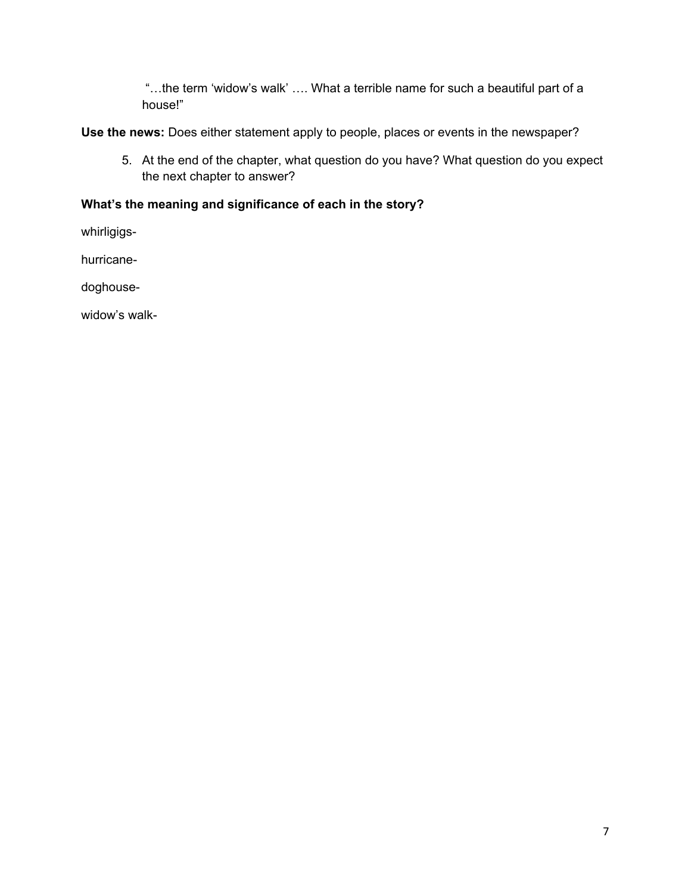"…the term 'widow's walk' …. What a terrible name for such a beautiful part of a house!"

**Use the news:** Does either statement apply to people, places or events in the newspaper?

5. At the end of the chapter, what question do you have? What question do you expect the next chapter to answer?

**What's the meaning and significance of each in the story?**

whirligigs-

hurricane-

doghouse-

widow's walk-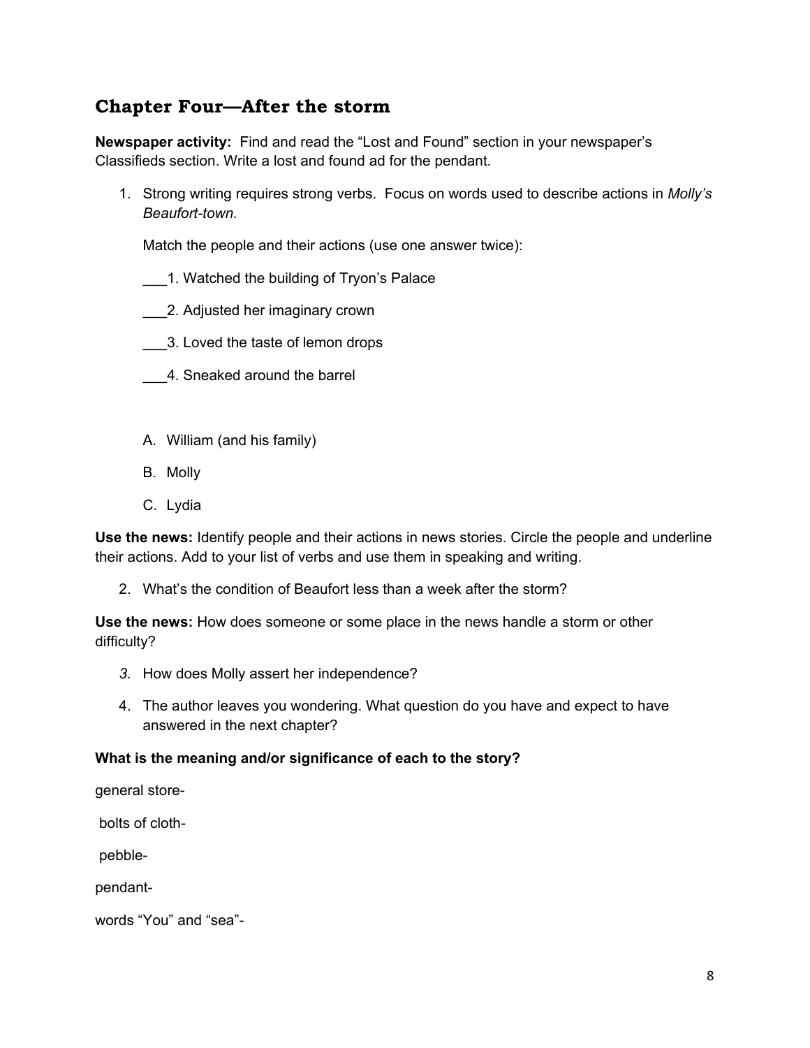## Chapter Four—After the storm

**Newspaper activity:** Find and read the "Lost and Found" section in your newspaper's Classifieds section. Write a lost and found ad for the pendant.

1. Strong writing requires strong verbs. Focus on words used to describe actions in *Molly's Beaufort-town.*

   Match the people and their actions (use one answer twice):

   ___1. Watched the building of Tryon's Palace

   ___2. Adjusted her imaginary crown

   ___3. Loved the taste of lemon drops

   ___4. Sneaked around the barrel

   A. William (and his family)

   B. Molly

   C. Lydia

**Use the news:** Identify people and their actions in news stories. Circle the people and underline their actions. Add to your list of verbs and use them in speaking and writing.

2. What's the condition of Beaufort less than a week after the storm?

**Use the news:** How does someone or some place in the news handle a storm or other difficulty?

3. How does Molly assert her independence?
4. The author leaves you wondering. What question do you have and expect to have answered in the next chapter?

**What is the meaning and/or significance of each to the story?**

general store-

bolts of cloth-

pebble-

pendant-

words "You" and "sea"-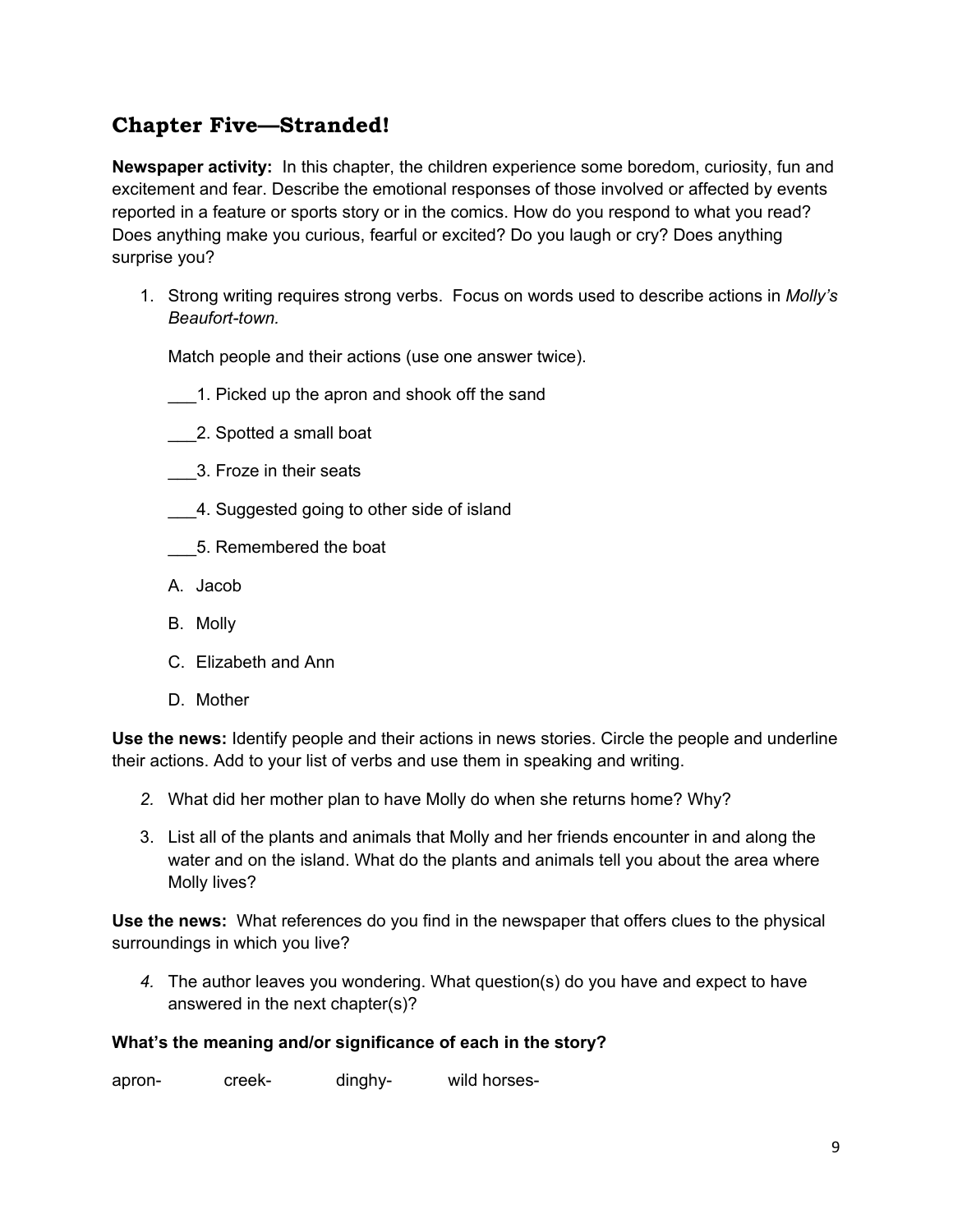## Chapter Five—Stranded!

**Newspaper activity:** In this chapter, the children experience some boredom, curiosity, fun and excitement and fear. Describe the emotional responses of those involved or affected by events reported in a feature or sports story or in the comics. How do you respond to what you read? Does anything make you curious, fearful or excited? Do you laugh or cry? Does anything surprise you?

1. Strong writing requires strong verbs. Focus on words used to describe actions in *Molly's Beaufort-town.*

   Match people and their actions (use one answer twice).

   ___1. Picked up the apron and shook off the sand

   ___2. Spotted a small boat

   ___3. Froze in their seats

   ___4. Suggested going to other side of island

   ___5. Remembered the boat

   A. Jacob

   B. Molly

   C. Elizabeth and Ann

   D. Mother

**Use the news:** Identify people and their actions in news stories. Circle the people and underline their actions. Add to your list of verbs and use them in speaking and writing.

2. What did her mother plan to have Molly do when she returns home? Why?

3. List all of the plants and animals that Molly and her friends encounter in and along the water and on the island. What do the plants and animals tell you about the area where Molly lives?

**Use the news:** What references do you find in the newspaper that offers clues to the physical surroundings in which you live?

4. The author leaves you wondering. What question(s) do you have and expect to have answered in the next chapter(s)?

**What's the meaning and/or significance of each in the story?**

apron- creek- dinghy- wild horses-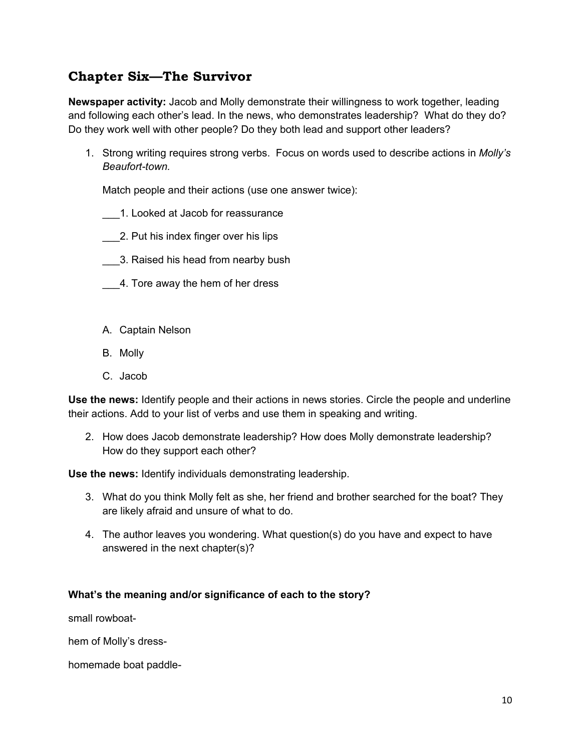## Chapter Six—The Survivor

**Newspaper activity:** Jacob and Molly demonstrate their willingness to work together, leading and following each other's lead. In the news, who demonstrates leadership? What do they do? Do they work well with other people? Do they both lead and support other leaders?

1. Strong writing requires strong verbs. Focus on words used to describe actions in *Molly's Beaufort-town.*

   Match people and their actions (use one answer twice):

   ___1. Looked at Jacob for reassurance

   ___2. Put his index finger over his lips

   ___3. Raised his head from nearby bush

   ___4. Tore away the hem of her dress

   A. Captain Nelson

   B. Molly

   C. Jacob

**Use the news:** Identify people and their actions in news stories. Circle the people and underline their actions. Add to your list of verbs and use them in speaking and writing.

2. How does Jacob demonstrate leadership? How does Molly demonstrate leadership? How do they support each other?

**Use the news:** Identify individuals demonstrating leadership.

3. What do you think Molly felt as she, her friend and brother searched for the boat? They are likely afraid and unsure of what to do.
4. The author leaves you wondering. What question(s) do you have and expect to have answered in the next chapter(s)?

**What's the meaning and/or significance of each to the story?**

small rowboat-

hem of Molly's dress-

homemade boat paddle-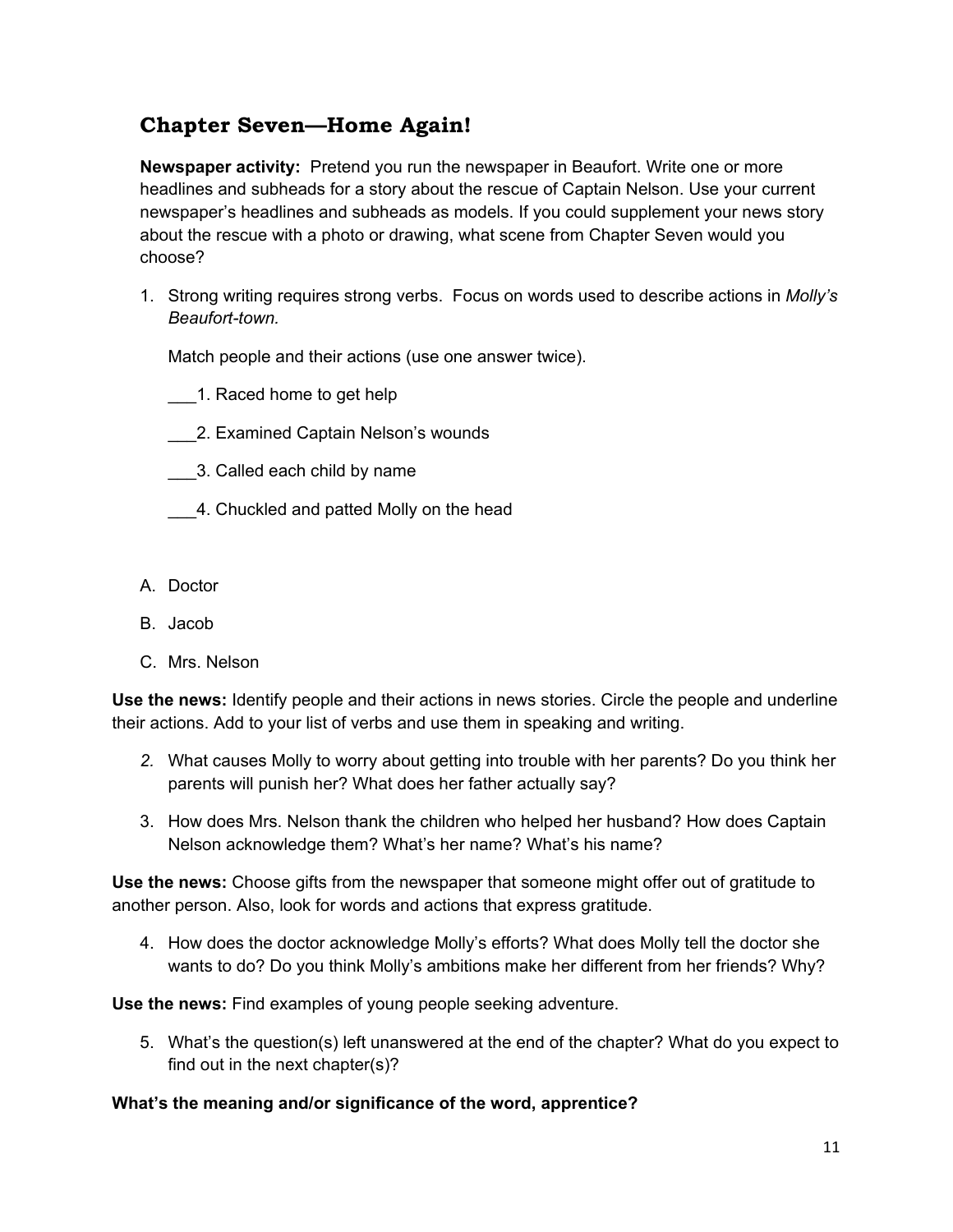## Chapter Seven—Home Again!

**Newspaper activity:** Pretend you run the newspaper in Beaufort. Write one or more headlines and subheads for a story about the rescue of Captain Nelson. Use your current newspaper's headlines and subheads as models. If you could supplement your news story about the rescue with a photo or drawing, what scene from Chapter Seven would you choose?

1. Strong writing requires strong verbs. Focus on words used to describe actions in *Molly's Beaufort-town.*

   Match people and their actions (use one answer twice).

   ___1. Raced home to get help

   ___2. Examined Captain Nelson's wounds

   ___3. Called each child by name

   ___4. Chuckled and patted Molly on the head

A. Doctor

B. Jacob

C. Mrs. Nelson

**Use the news:** Identify people and their actions in news stories. Circle the people and underline their actions. Add to your list of verbs and use them in speaking and writing.

2. What causes Molly to worry about getting into trouble with her parents? Do you think her parents will punish her? What does her father actually say?

3. How does Mrs. Nelson thank the children who helped her husband? How does Captain Nelson acknowledge them? What's her name? What's his name?

**Use the news:** Choose gifts from the newspaper that someone might offer out of gratitude to another person. Also, look for words and actions that express gratitude.

4. How does the doctor acknowledge Molly's efforts? What does Molly tell the doctor she wants to do? Do you think Molly's ambitions make her different from her friends? Why?

**Use the news:** Find examples of young people seeking adventure.

5. What's the question(s) left unanswered at the end of the chapter? What do you expect to find out in the next chapter(s)?

**What's the meaning and/or significance of the word, apprentice?**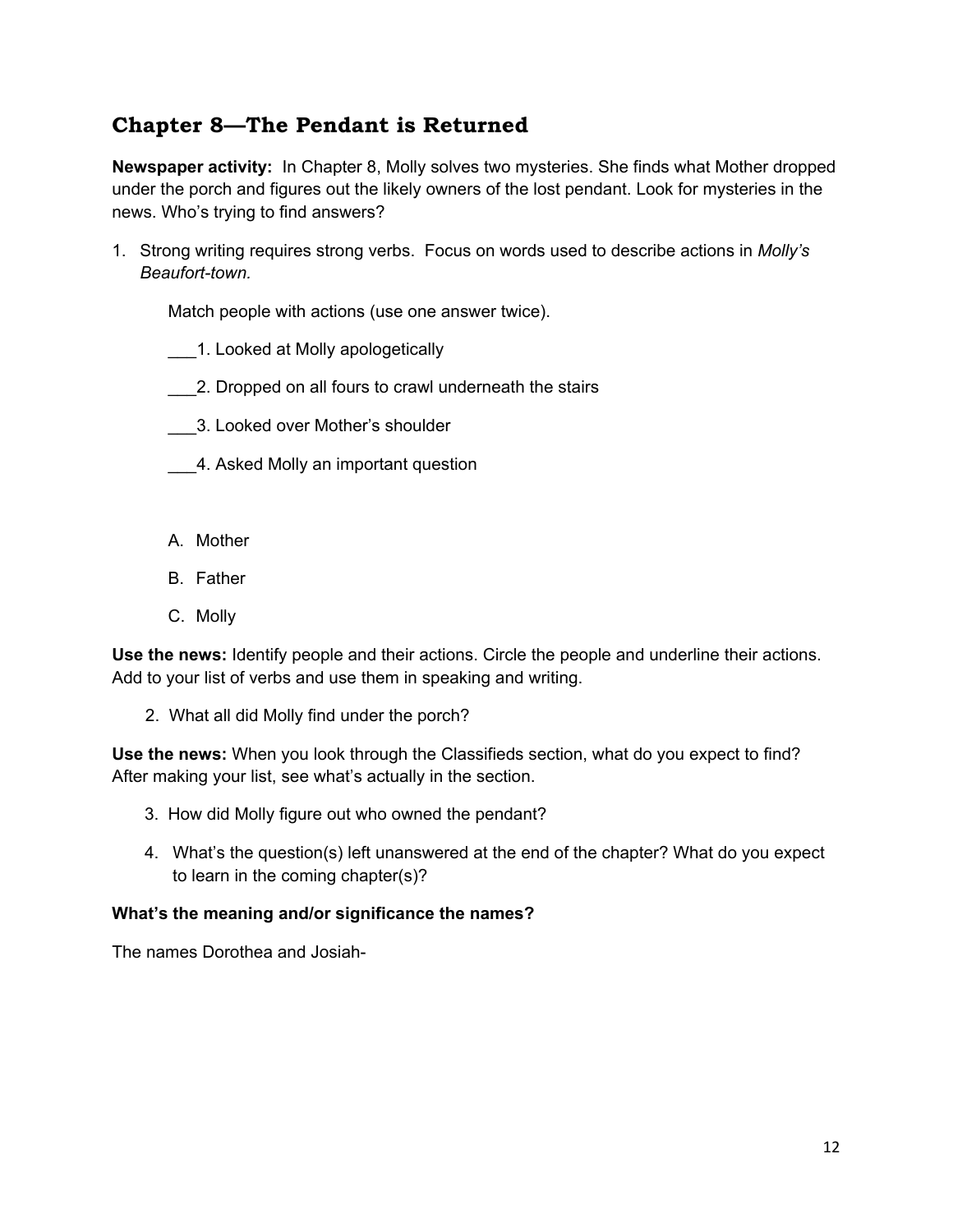## Chapter 8—The Pendant is Returned

**Newspaper activity:** In Chapter 8, Molly solves two mysteries. She finds what Mother dropped under the porch and figures out the likely owners of the lost pendant. Look for mysteries in the news. Who's trying to find answers?

1. Strong writing requires strong verbs. Focus on words used to describe actions in *Molly's Beaufort-town.*

   Match people with actions (use one answer twice).

   ___1. Looked at Molly apologetically

   ___2. Dropped on all fours to crawl underneath the stairs

   ___3. Looked over Mother's shoulder

   ___4. Asked Molly an important question

   A. Mother

   B. Father

   C. Molly

**Use the news:** Identify people and their actions. Circle the people and underline their actions. Add to your list of verbs and use them in speaking and writing.

2. What all did Molly find under the porch?

**Use the news:** When you look through the Classifieds section, what do you expect to find? After making your list, see what's actually in the section.

3. How did Molly figure out who owned the pendant?

4. What's the question(s) left unanswered at the end of the chapter? What do you expect to learn in the coming chapter(s)?

**What's the meaning and/or significance the names?**

The names Dorothea and Josiah-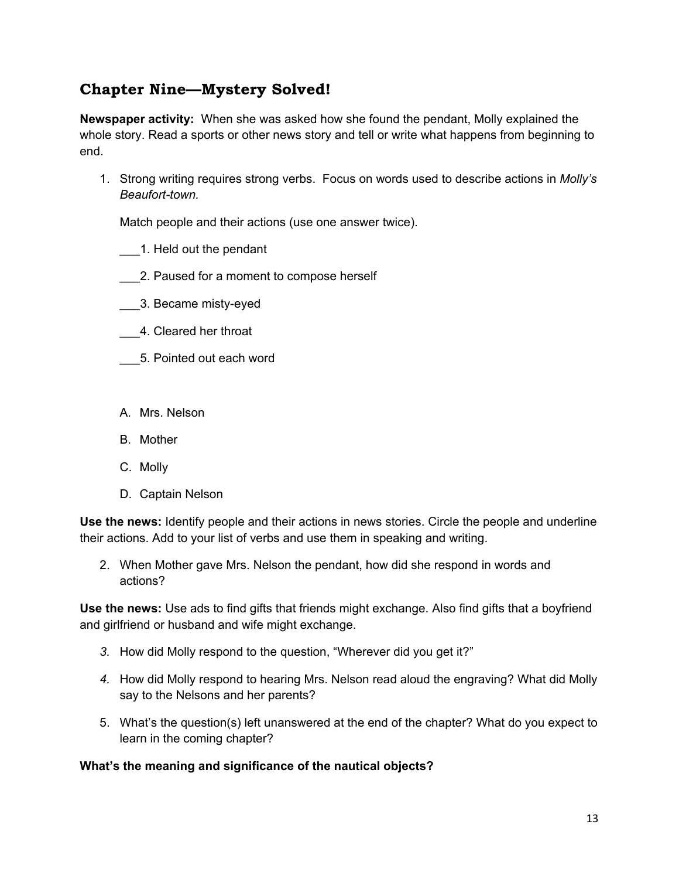## Chapter Nine—Mystery Solved!

**Newspaper activity:** When she was asked how she found the pendant, Molly explained the whole story. Read a sports or other news story and tell or write what happens from beginning to end.

1. Strong writing requires strong verbs. Focus on words used to describe actions in *Molly's Beaufort-town.*

   Match people and their actions (use one answer twice).

   ___1. Held out the pendant

   ___2. Paused for a moment to compose herself

   ___3. Became misty-eyed

   ___4. Cleared her throat

   ___5. Pointed out each word

   A. Mrs. Nelson

   B. Mother

   C. Molly

   D. Captain Nelson

**Use the news:** Identify people and their actions in news stories. Circle the people and underline their actions. Add to your list of verbs and use them in speaking and writing.

2. When Mother gave Mrs. Nelson the pendant, how did she respond in words and actions?

**Use the news:** Use ads to find gifts that friends might exchange. Also find gifts that a boyfriend and girlfriend or husband and wife might exchange.

3. How did Molly respond to the question, "Wherever did you get it?"

4. How did Molly respond to hearing Mrs. Nelson read aloud the engraving? What did Molly say to the Nelsons and her parents?

5. What's the question(s) left unanswered at the end of the chapter? What do you expect to learn in the coming chapter?

**What's the meaning and significance of the nautical objects?**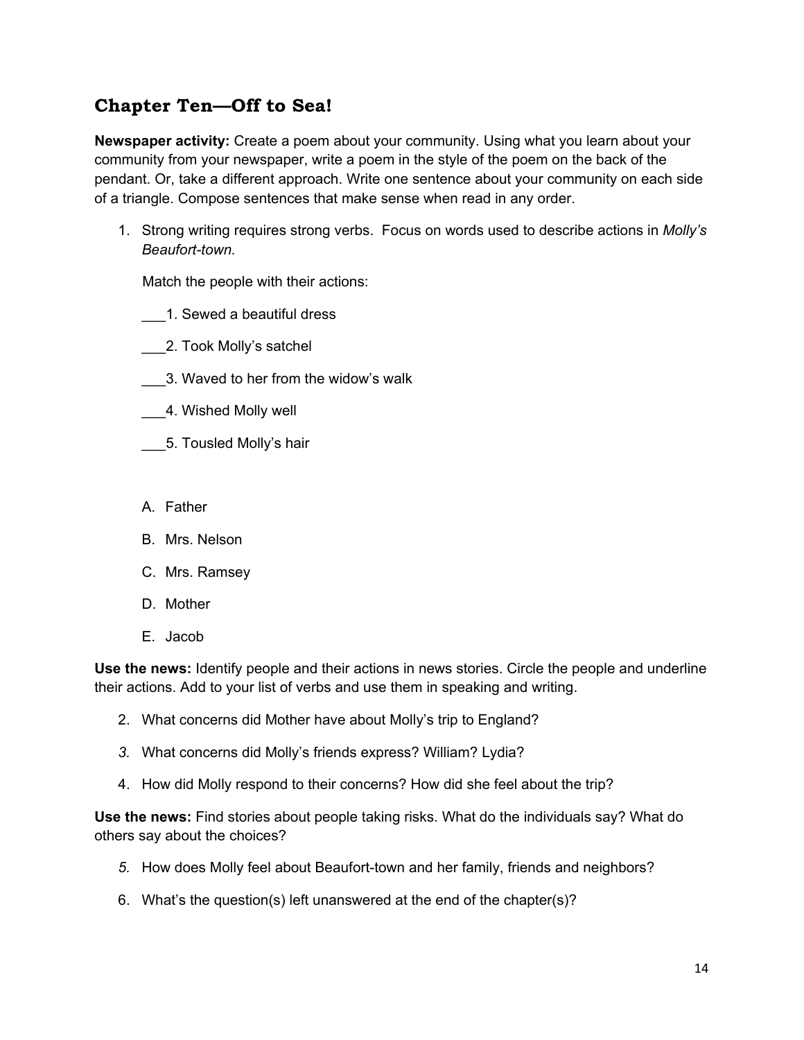## Chapter Ten—Off to Sea!

**Newspaper activity:** Create a poem about your community. Using what you learn about your community from your newspaper, write a poem in the style of the poem on the back of the pendant. Or, take a different approach. Write one sentence about your community on each side of a triangle. Compose sentences that make sense when read in any order.

1. Strong writing requires strong verbs. Focus on words used to describe actions in *Molly's Beaufort-town.*

   Match the people with their actions:

   ___1. Sewed a beautiful dress

   ___2. Took Molly's satchel

   ___3. Waved to her from the widow's walk

   ___4. Wished Molly well

   ___5. Tousled Molly's hair

   A. Father

   B. Mrs. Nelson

   C. Mrs. Ramsey

   D. Mother

   E. Jacob

**Use the news:** Identify people and their actions in news stories. Circle the people and underline their actions. Add to your list of verbs and use them in speaking and writing.

2. What concerns did Mother have about Molly's trip to England?
3. What concerns did Molly's friends express? William? Lydia?
4. How did Molly respond to their concerns? How did she feel about the trip?

**Use the news:** Find stories about people taking risks. What do the individuals say? What do others say about the choices?

5. How does Molly feel about Beaufort-town and her family, friends and neighbors?
6. What's the question(s) left unanswered at the end of the chapter(s)?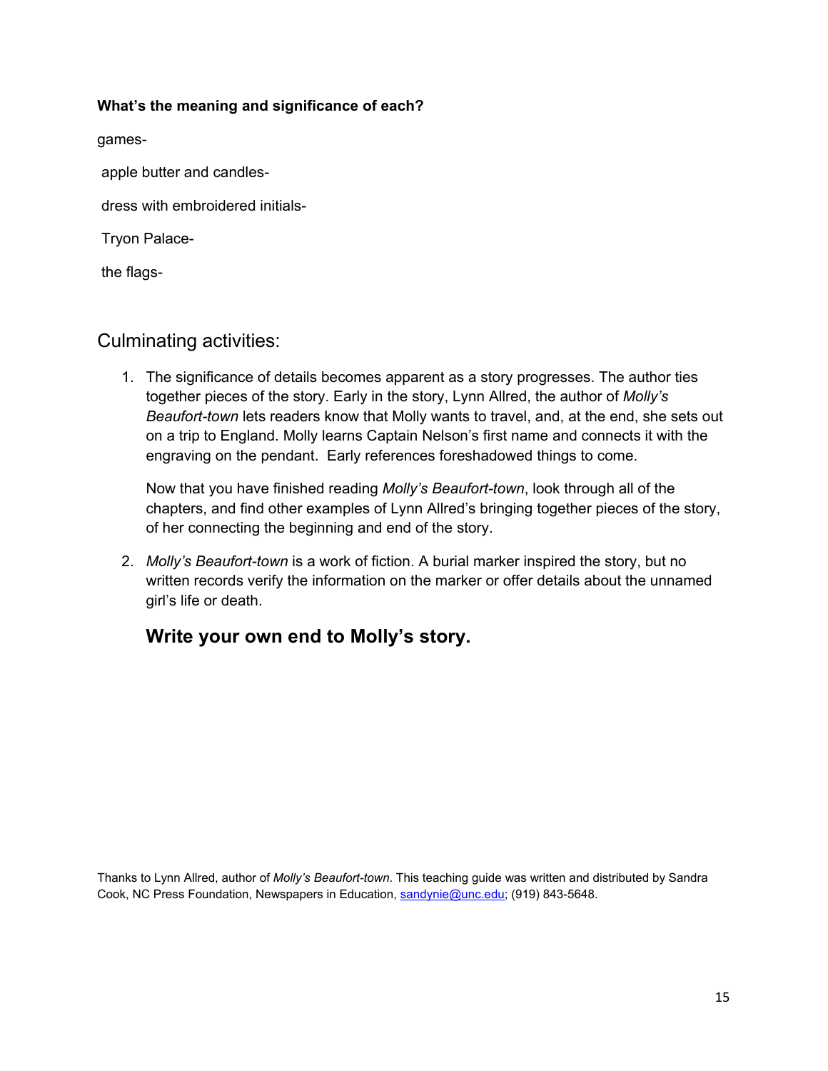**What's the meaning and significance of each?**

games-

apple butter and candles-

dress with embroidered initials-

Tryon Palace-

the flags-

## Culminating activities:

1. The significance of details becomes apparent as a story progresses. The author ties together pieces of the story. Early in the story, Lynn Allred, the author of *Molly's Beaufort-town* lets readers know that Molly wants to travel, and, at the end, she sets out on a trip to England. Molly learns Captain Nelson's first name and connects it with the engraving on the pendant. Early references foreshadowed things to come.

   Now that you have finished reading *Molly's Beaufort-town*, look through all of the chapters, and find other examples of Lynn Allred's bringing together pieces of the story, of her connecting the beginning and end of the story.

2. *Molly's Beaufort-town* is a work of fiction. A burial marker inspired the story, but no written records verify the information on the marker or offer details about the unnamed girl's life or death.

   **Write your own end to Molly's story.**

Thanks to Lynn Allred, author of *Molly's Beaufort-town*. This teaching guide was written and distributed by Sandra Cook, NC Press Foundation, Newspapers in Education, sandynie@unc.edu; (919) 843-5648.